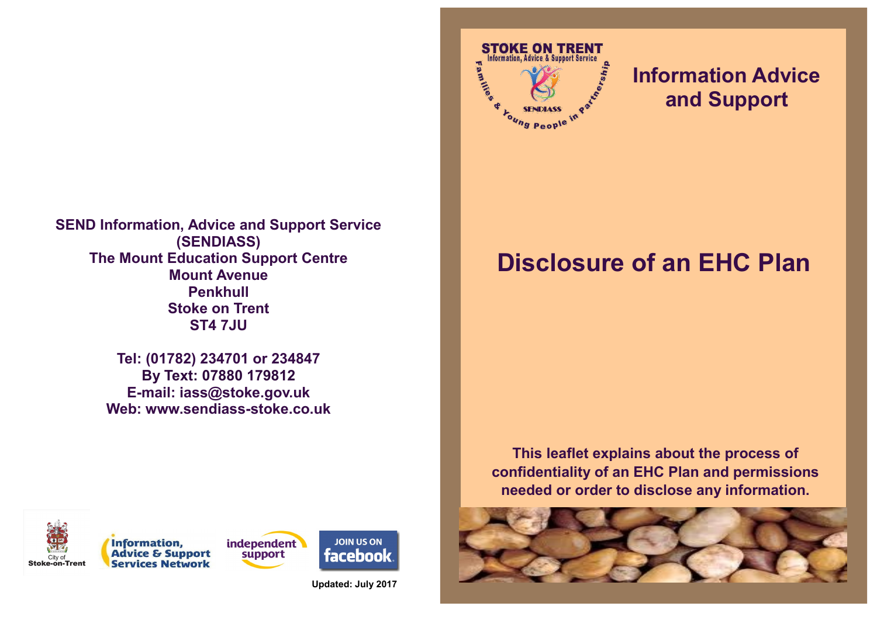**SEND Information, Advice and Support Service (SENDIASS)**
**The Mount Education Support Centre**
**Mount Avenue**
**Penkhull**
**Stoke on Trent**
**ST4 7JU**

**Tel: (01782) 234701 or 234847**
**By Text: 07880 179812**
**E-mail: iass@stoke.gov.uk**
**Web: www.sendiass-stoke.co.uk**

City of Stoke-on-Trent

Information, Advice & Support Services Network

independent support

JOIN US ON facebook

**Updated: July 2017**

STOKE ON TRENT
Information, Advice & Support Service
SENDIASS
Families & Young People in Partnership

## Information Advice and Support

# Disclosure of an EHC Plan

**This leaflet explains about the process of confidentiality of an EHC Plan and permissions needed or order to disclose any information.**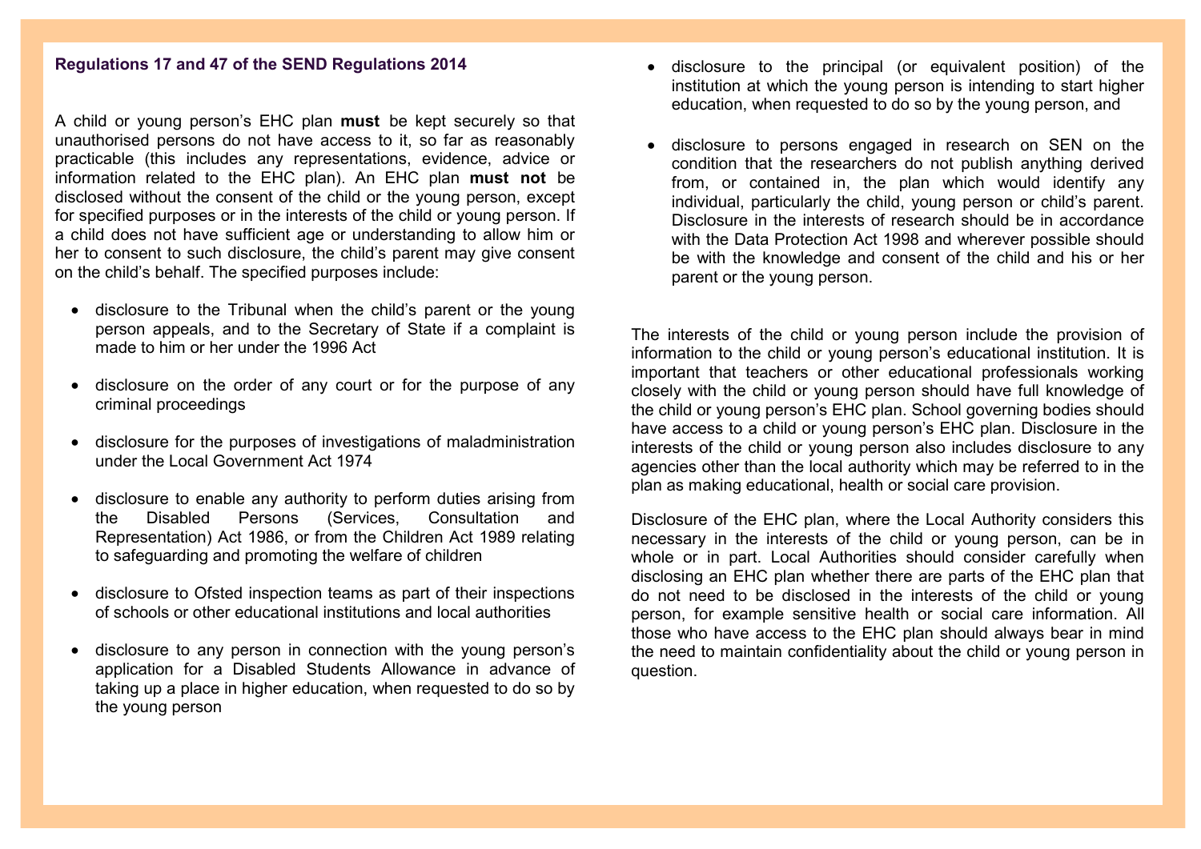**Regulations 17 and 47 of the SEND Regulations 2014**

A child or young person's EHC plan **must** be kept securely so that unauthorised persons do not have access to it, so far as reasonably practicable (this includes any representations, evidence, advice or information related to the EHC plan). An EHC plan **must not** be disclosed without the consent of the child or the young person, except for specified purposes or in the interests of the child or young person. If a child does not have sufficient age or understanding to allow him or her to consent to such disclosure, the child's parent may give consent on the child's behalf. The specified purposes include:

- disclosure to the Tribunal when the child's parent or the young person appeals, and to the Secretary of State if a complaint is made to him or her under the 1996 Act
- disclosure on the order of any court or for the purpose of any criminal proceedings
- disclosure for the purposes of investigations of maladministration under the Local Government Act 1974
- disclosure to enable any authority to perform duties arising from the Disabled Persons (Services, Consultation and Representation) Act 1986, or from the Children Act 1989 relating to safeguarding and promoting the welfare of children
- disclosure to Ofsted inspection teams as part of their inspections of schools or other educational institutions and local authorities
- disclosure to any person in connection with the young person's application for a Disabled Students Allowance in advance of taking up a place in higher education, when requested to do so by the young person
- disclosure to the principal (or equivalent position) of the institution at which the young person is intending to start higher education, when requested to do so by the young person, and
- disclosure to persons engaged in research on SEN on the condition that the researchers do not publish anything derived from, or contained in, the plan which would identify any individual, particularly the child, young person or child's parent. Disclosure in the interests of research should be in accordance with the Data Protection Act 1998 and wherever possible should be with the knowledge and consent of the child and his or her parent or the young person.

The interests of the child or young person include the provision of information to the child or young person's educational institution. It is important that teachers or other educational professionals working closely with the child or young person should have full knowledge of the child or young person's EHC plan. School governing bodies should have access to a child or young person's EHC plan. Disclosure in the interests of the child or young person also includes disclosure to any agencies other than the local authority which may be referred to in the plan as making educational, health or social care provision.

Disclosure of the EHC plan, where the Local Authority considers this necessary in the interests of the child or young person, can be in whole or in part. Local Authorities should consider carefully when disclosing an EHC plan whether there are parts of the EHC plan that do not need to be disclosed in the interests of the child or young person, for example sensitive health or social care information. All those who have access to the EHC plan should always bear in mind the need to maintain confidentiality about the child or young person in question.